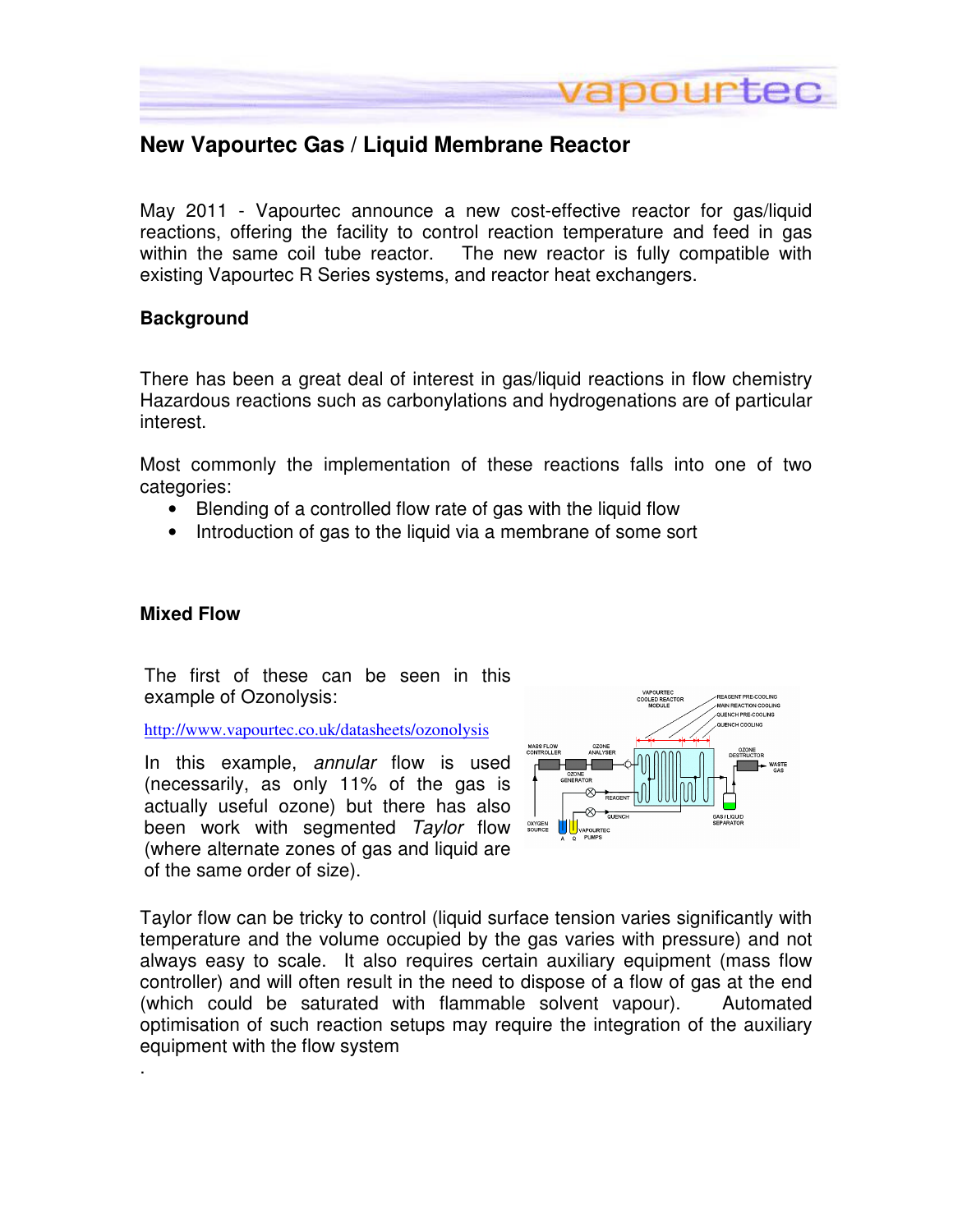# New Vapourtec Gas / Liquid Membrane Reactor

May 2011 - Vapourtec announce a new cost-effective reactor for gas/liquid reactions, offering the facility to control reaction temperature and feed in gas within the same coil tube reactor. The new reactor is fully compatible with existing Vapourtec R Series systems, and reactor heat exchangers.

## Background

There has been a great deal of interest in gas/liquid reactions in flow chemistry Hazardous reactions such as carbonylations and hydrogenations are of particular interest.

Most commonly the implementation of these reactions falls into one of two categories:

- Blending of a controlled flow rate of gas with the liquid flow
- Introduction of gas to the liquid via a membrane of some sort

## Mixed Flow

The first of these can be seen in this example of Ozonolysis:

http://www.vapourtec.co.uk/datasheets/ozonolysis

In this example, *annular* flow is used (necessarily, as only 11% of the gas is actually useful ozone) but there has also been work with segmented *Taylor* flow (where alternate zones of gas and liquid are of the same order of size).

Taylor flow can be tricky to control (liquid surface tension varies significantly with temperature and the volume occupied by the gas varies with pressure) and not always easy to scale. It also requires certain auxiliary equipment (mass flow controller) and will often result in the need to dispose of a flow of gas at the end (which could be saturated with flammable solvent vapour). Automated optimisation of such reaction setups may require the integration of the auxiliary equipment with the flow system

.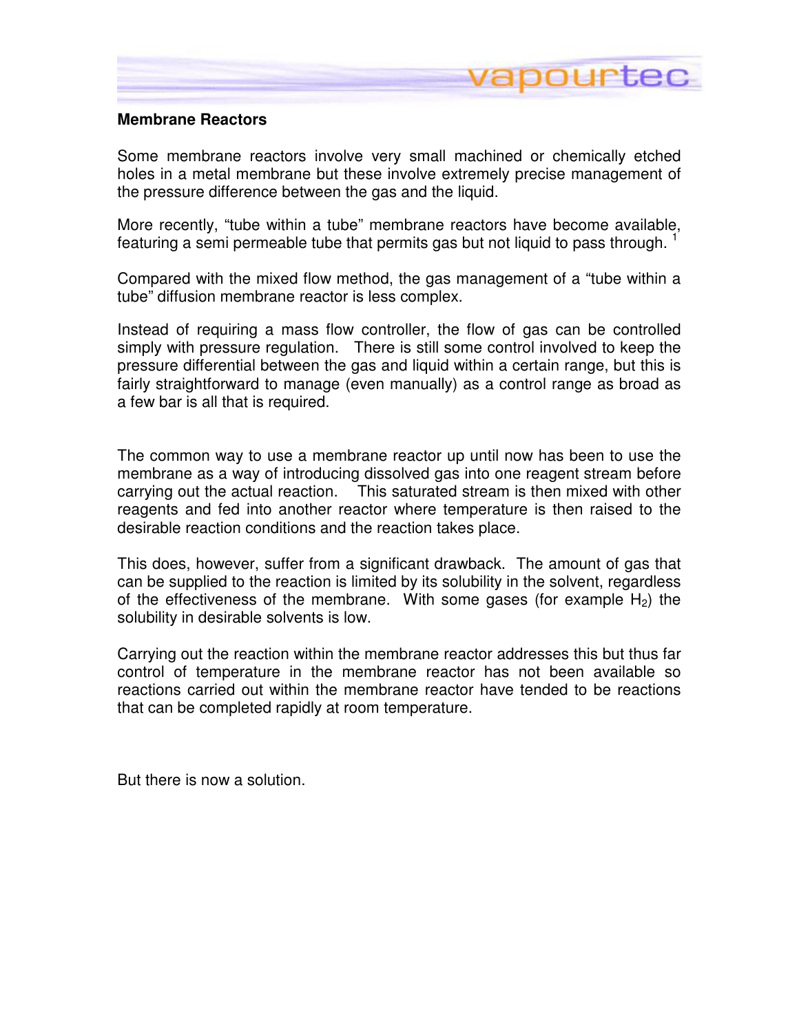## Membrane Reactors

Some membrane reactors involve very small machined or chemically etched holes in a metal membrane but these involve extremely precise management of the pressure difference between the gas and the liquid.

More recently, "tube within a tube" membrane reactors have become available, featuring a semi permeable tube that permits gas but not liquid to pass through. [1]

Compared with the mixed flow method, the gas management of a "tube within a tube" diffusion membrane reactor is less complex.

Instead of requiring a mass flow controller, the flow of gas can be controlled simply with pressure regulation. There is still some control involved to keep the pressure differential between the gas and liquid within a certain range, but this is fairly straightforward to manage (even manually) as a control range as broad as a few bar is all that is required.

The common way to use a membrane reactor up until now has been to use the membrane as a way of introducing dissolved gas into one reagent stream before carrying out the actual reaction. This saturated stream is then mixed with other reagents and fed into another reactor where temperature is then raised to the desirable reaction conditions and the reaction takes place.

This does, however, suffer from a significant drawback. The amount of gas that can be supplied to the reaction is limited by its solubility in the solvent, regardless of the effectiveness of the membrane. With some gases (for example $H_2$) the solubility in desirable solvents is low.

Carrying out the reaction within the membrane reactor addresses this but thus far control of temperature in the membrane reactor has not been available so reactions carried out within the membrane reactor have tended to be reactions that can be completed rapidly at room temperature.

But there is now a solution.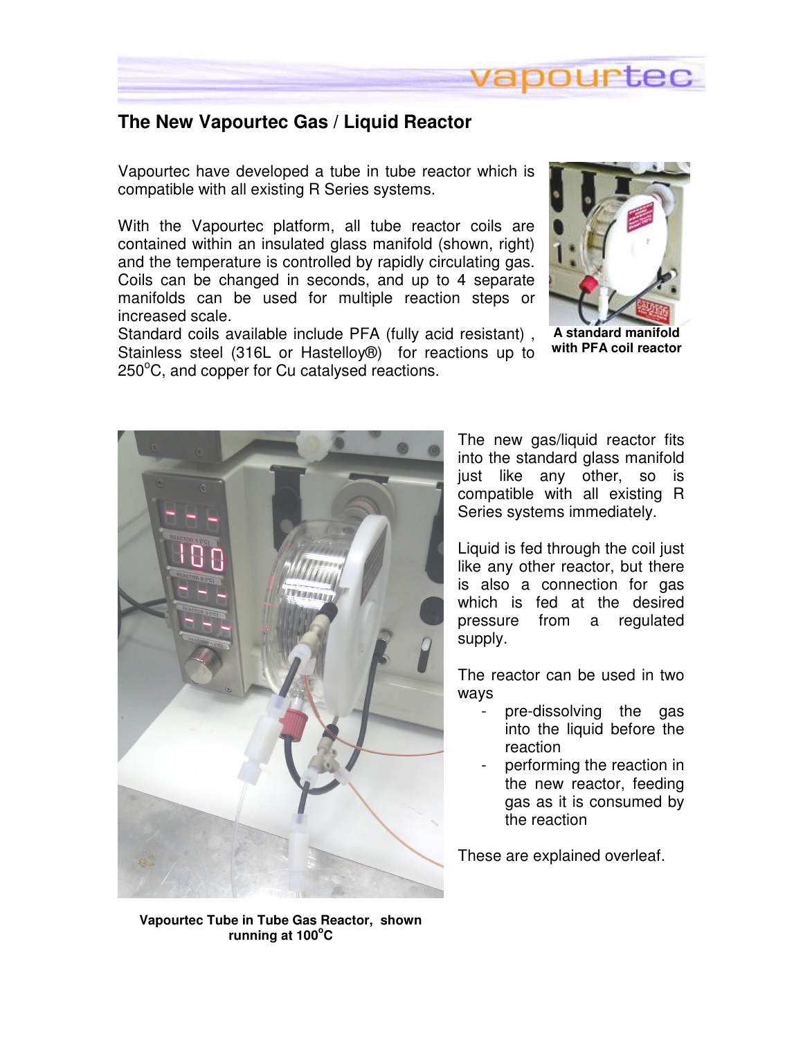# The New Vapourtec Gas / Liquid Reactor

Vapourtec have developed a tube in tube reactor which is compatible with all existing R Series systems.

With the Vapourtec platform, all tube reactor coils are contained within an insulated glass manifold (shown, right) and the temperature is controlled by rapidly circulating gas. Coils can be changed in seconds, and up to 4 separate manifolds can be used for multiple reaction steps or increased scale.

Standard coils available include PFA (fully acid resistant), Stainless steel (316L or Hastelloy®) for reactions up to 250$^{o}$C, and copper for Cu catalysed reactions.

**A standard manifold with PFA coil reactor**

The new gas/liquid reactor fits into the standard glass manifold just like any other, so is compatible with all existing R Series systems immediately.

Liquid is fed through the coil just like any other reactor, but there is also a connection for gas which is fed at the desired pressure from a regulated supply.

The reactor can be used in two ways

- pre-dissolving the gas into the liquid before the reaction
- performing the reaction in the new reactor, feeding gas as it is consumed by the reaction

These are explained overleaf.

**Vapourtec Tube in Tube Gas Reactor, shown running at 100$^{o}$C**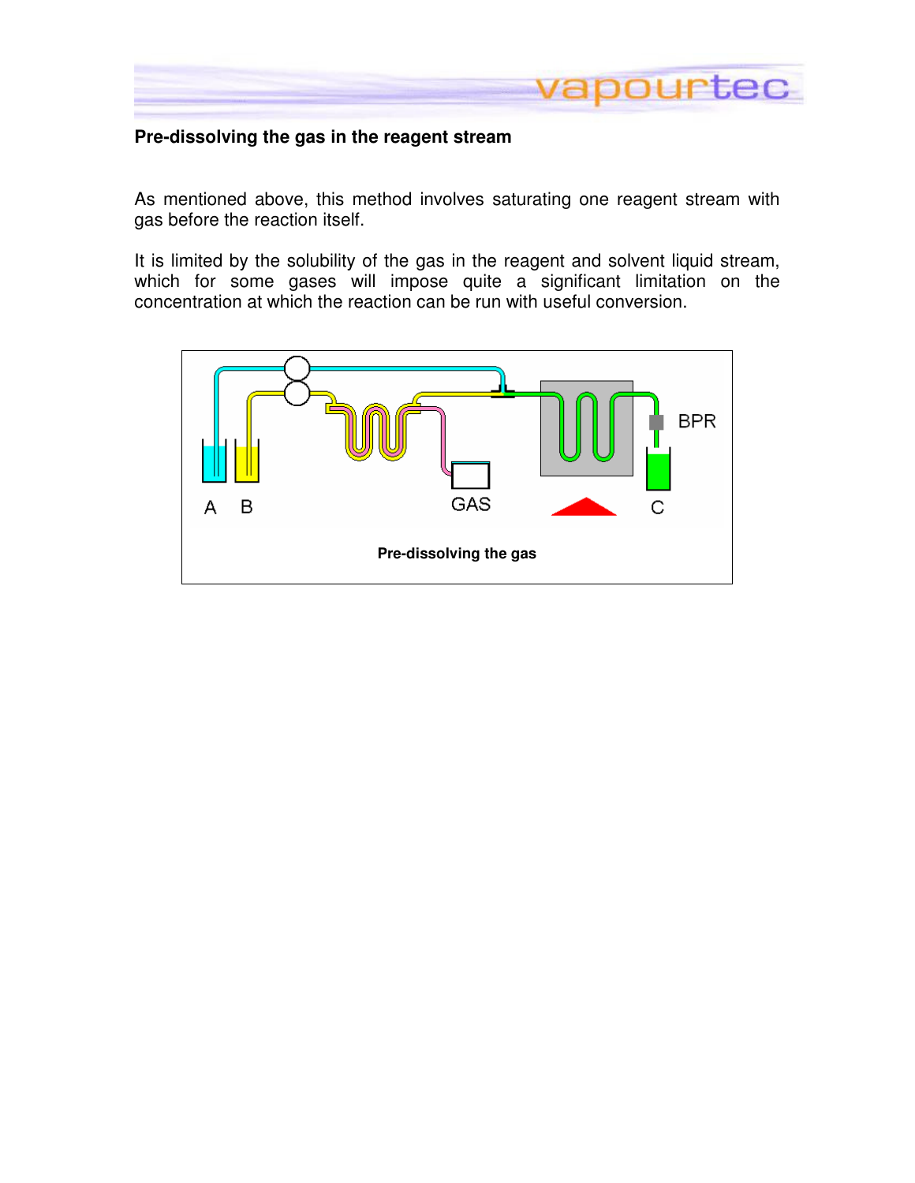**Pre-dissolving the gas in the reagent stream**

As mentioned above, this method involves saturating one reagent stream with gas before the reaction itself.

It is limited by the solubility of the gas in the reagent and solvent liquid stream, which for some gases will impose quite a significant limitation on the concentration at which the reaction can be run with useful conversion.

**Pre-dissolving the gas**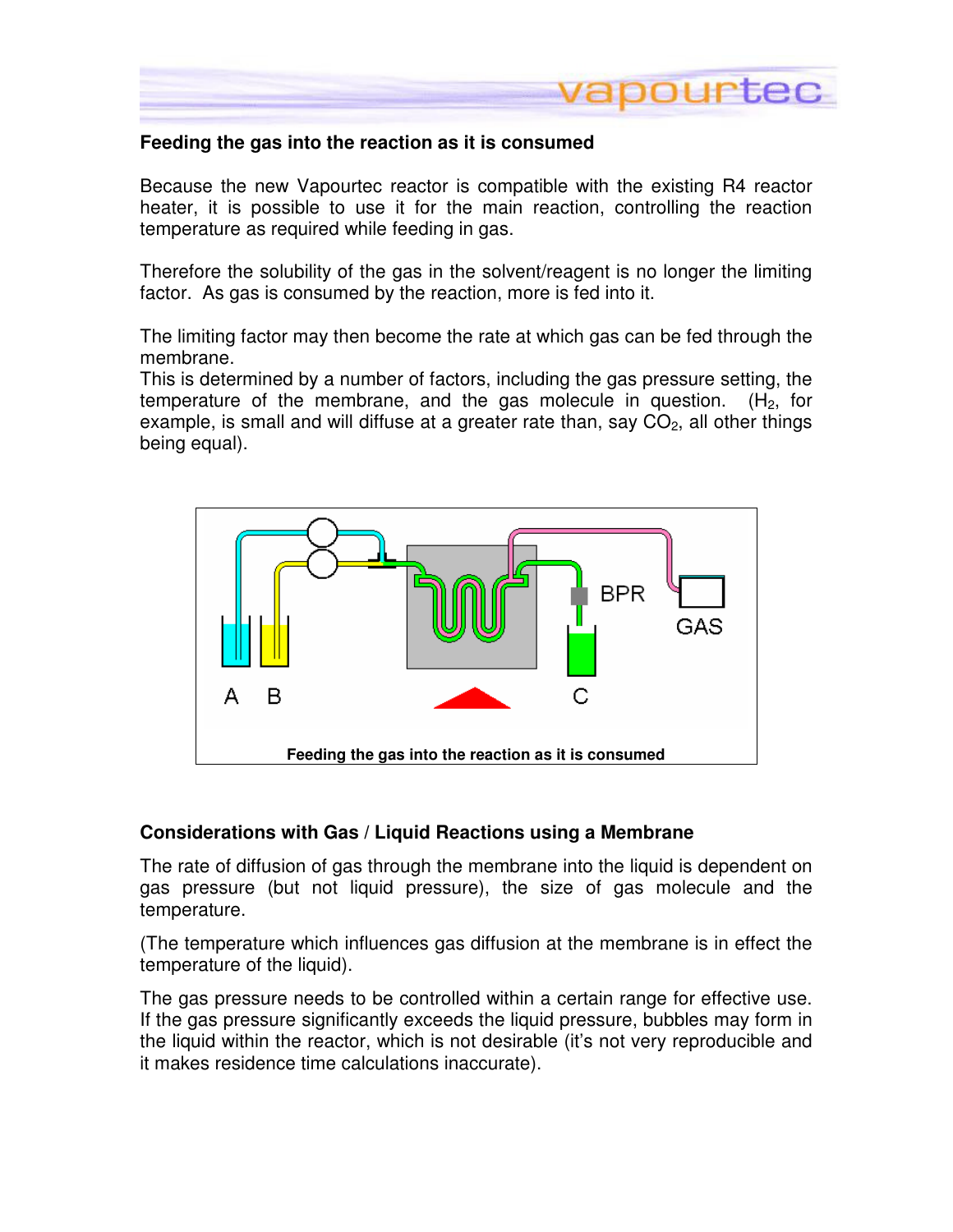## Feeding the gas into the reaction as it is consumed

Because the new Vapourtec reactor is compatible with the existing R4 reactor heater, it is possible to use it for the main reaction, controlling the reaction temperature as required while feeding in gas.

Therefore the solubility of the gas in the solvent/reagent is no longer the limiting factor. As gas is consumed by the reaction, more is fed into it.

The limiting factor may then become the rate at which gas can be fed through the membrane.
This is determined by a number of factors, including the gas pressure setting, the temperature of the membrane, and the gas molecule in question. ($H_2$, for example, is small and will diffuse at a greater rate than, say $CO_2$, all other things being equal).

A B C BPR GAS

**Feeding the gas into the reaction as it is consumed**

## Considerations with Gas / Liquid Reactions using a Membrane

The rate of diffusion of gas through the membrane into the liquid is dependent on gas pressure (but not liquid pressure), the size of gas molecule and the temperature.

(The temperature which influences gas diffusion at the membrane is in effect the temperature of the liquid).

The gas pressure needs to be controlled within a certain range for effective use. If the gas pressure significantly exceeds the liquid pressure, bubbles may form in the liquid within the reactor, which is not desirable (it's not very reproducible and it makes residence time calculations inaccurate).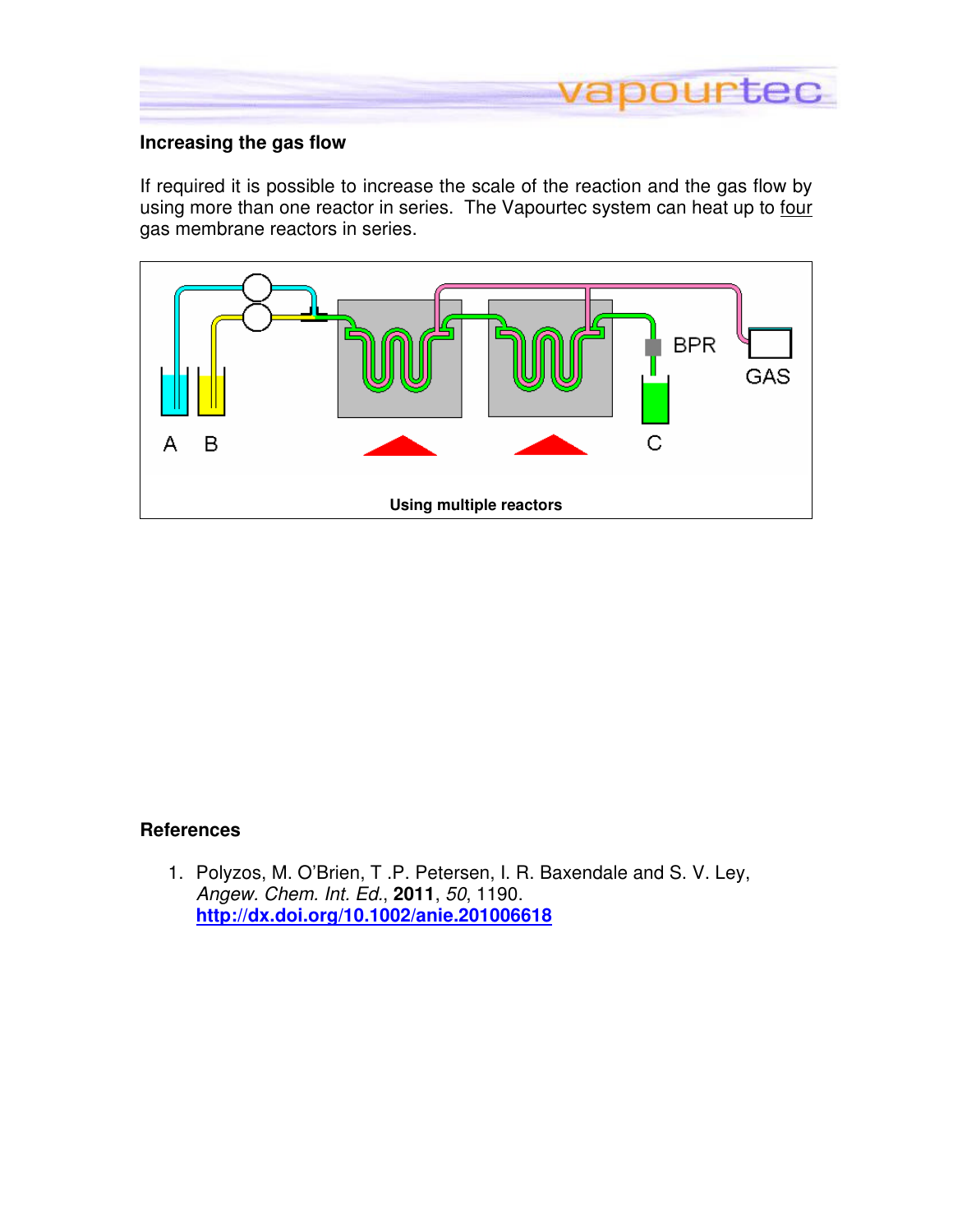### Increasing the gas flow

If required it is possible to increase the scale of the reaction and the gas flow by using more than one reactor in series. The Vapourtec system can heat up to four gas membrane reactors in series.

Using multiple reactors

### References

1. Polyzos, M. O'Brien, T .P. Petersen, I. R. Baxendale and S. V. Ley, *Angew. Chem. Int. Ed.*, **2011**, *50*, 1190. **http://dx.doi.org/10.1002/anie.201006618**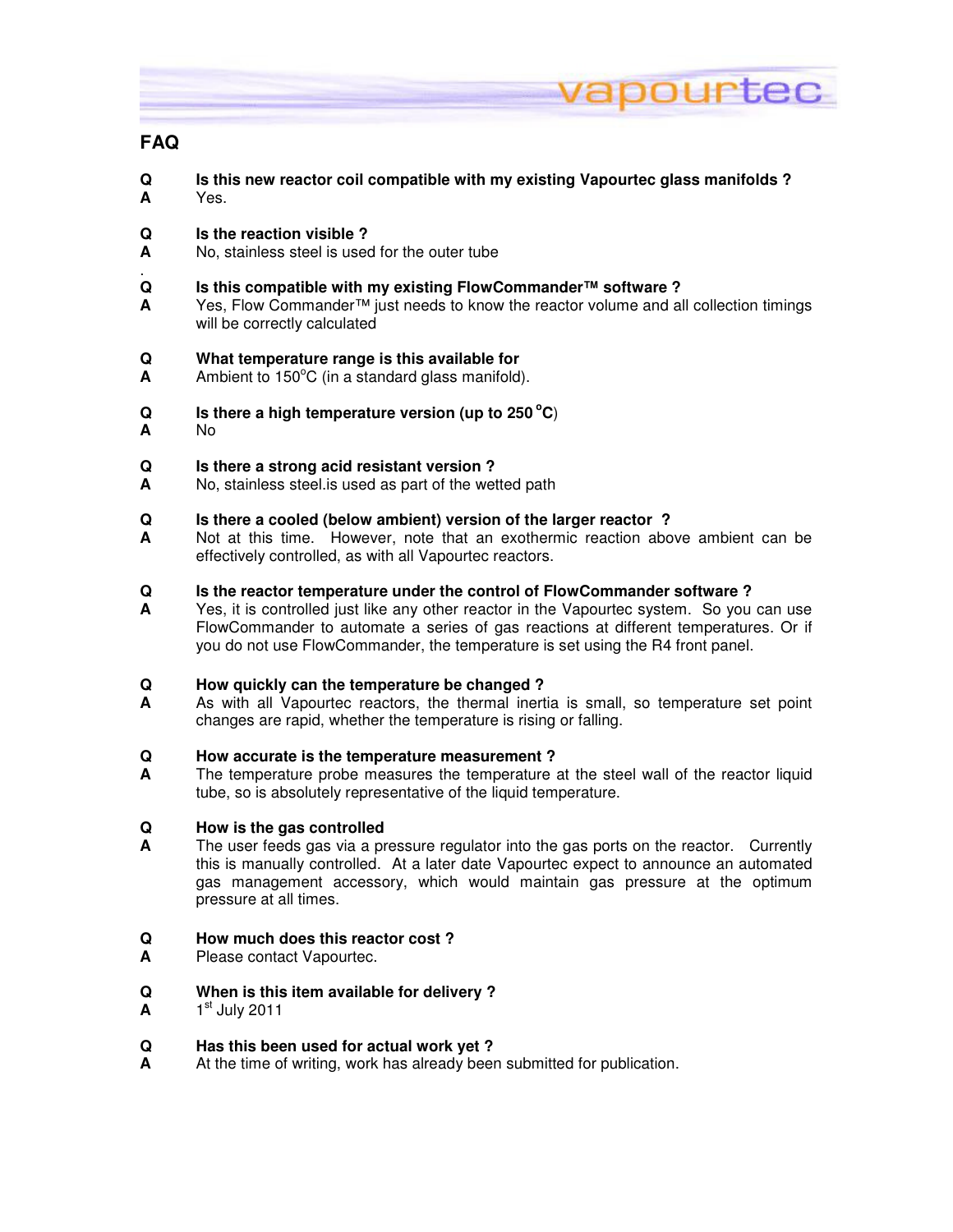## FAQ

**Q** **Is this new reactor coil compatible with my existing Vapourtec glass manifolds ?**
**A** Yes.

**Q** **Is the reaction visible ?**
**A** No, stainless steel is used for the outer tube

**Q** **Is this compatible with my existing FlowCommander™ software ?**
**A** Yes, Flow Commander™ just needs to know the reactor volume and all collection timings will be correctly calculated

**Q** **What temperature range is this available for**
**A** Ambient to 150°C (in a standard glass manifold).

**Q** **Is there a high temperature version (up to 250 °C)**
**A** No

**Q** **Is there a strong acid resistant version ?**
**A** No, stainless steel.is used as part of the wetted path

**Q** **Is there a cooled (below ambient) version of the larger reactor ?**
**A** Not at this time. However, note that an exothermic reaction above ambient can be effectively controlled, as with all Vapourtec reactors.

**Q** **Is the reactor temperature under the control of FlowCommander software ?**
**A** Yes, it is controlled just like any other reactor in the Vapourtec system. So you can use FlowCommander to automate a series of gas reactions at different temperatures. Or if you do not use FlowCommander, the temperature is set using the R4 front panel.

**Q** **How quickly can the temperature be changed ?**
**A** As with all Vapourtec reactors, the thermal inertia is small, so temperature set point changes are rapid, whether the temperature is rising or falling.

**Q** **How accurate is the temperature measurement ?**
**A** The temperature probe measures the temperature at the steel wall of the reactor liquid tube, so is absolutely representative of the liquid temperature.

**Q** **How is the gas controlled**
**A** The user feeds gas via a pressure regulator into the gas ports on the reactor. Currently this is manually controlled. At a later date Vapourtec expect to announce an automated gas management accessory, which would maintain gas pressure at the optimum pressure at all times.

**Q** **How much does this reactor cost ?**
**A** Please contact Vapourtec.

**Q** **When is this item available for delivery ?**
**A** 1st July 2011

**Q** **Has this been used for actual work yet ?**
**A** At the time of writing, work has already been submitted for publication.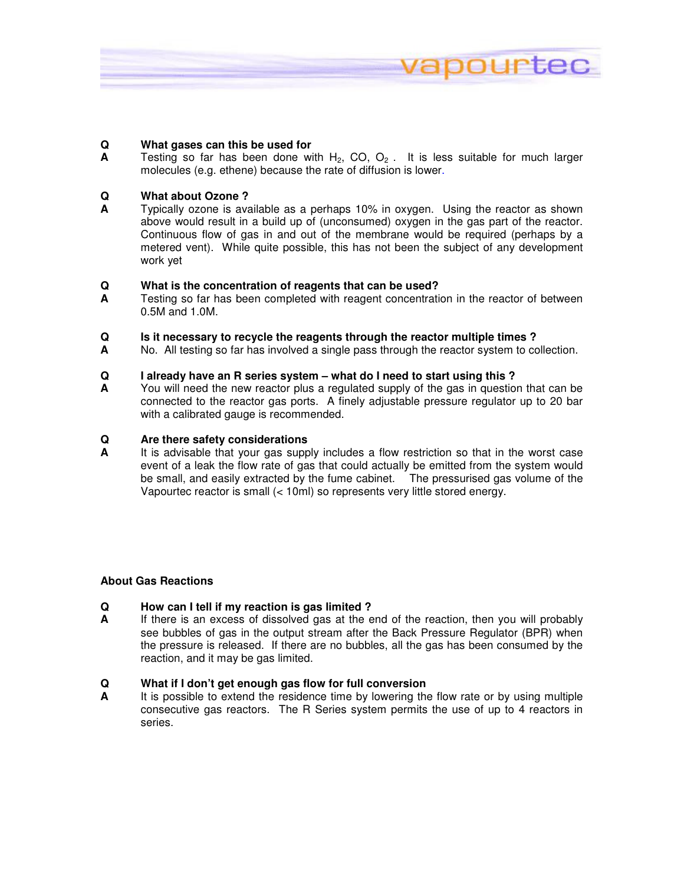**Q** **What gases can this be used for**
**A** Testing so far has been done with $H_2$, CO, $O_2$ . It is less suitable for much larger molecules (e.g. ethene) because the rate of diffusion is lower.

**Q** **What about Ozone ?**
**A** Typically ozone is available as a perhaps 10% in oxygen. Using the reactor as shown above would result in a build up of (unconsumed) oxygen in the gas part of the reactor. Continuous flow of gas in and out of the membrane would be required (perhaps by a metered vent). While quite possible, this has not been the subject of any development work yet

**Q** **What is the concentration of reagents that can be used?**
**A** Testing so far has been completed with reagent concentration in the reactor of between 0.5M and 1.0M.

**Q** **Is it necessary to recycle the reagents through the reactor multiple times ?**
**A** No. All testing so far has involved a single pass through the reactor system to collection.

**Q** **I already have an R series system – what do I need to start using this ?**
**A** You will need the new reactor plus a regulated supply of the gas in question that can be connected to the reactor gas ports. A finely adjustable pressure regulator up to 20 bar with a calibrated gauge is recommended.

**Q** **Are there safety considerations**
**A** It is advisable that your gas supply includes a flow restriction so that in the worst case event of a leak the flow rate of gas that could actually be emitted from the system would be small, and easily extracted by the fume cabinet. The pressurised gas volume of the Vapourtec reactor is small (< 10ml) so represents very little stored energy.

## About Gas Reactions

**Q** **How can I tell if my reaction is gas limited ?**
**A** If there is an excess of dissolved gas at the end of the reaction, then you will probably see bubbles of gas in the output stream after the Back Pressure Regulator (BPR) when the pressure is released. If there are no bubbles, all the gas has been consumed by the reaction, and it may be gas limited.

**Q** **What if I don't get enough gas flow for full conversion**
**A** It is possible to extend the residence time by lowering the flow rate or by using multiple consecutive gas reactors. The R Series system permits the use of up to 4 reactors in series.